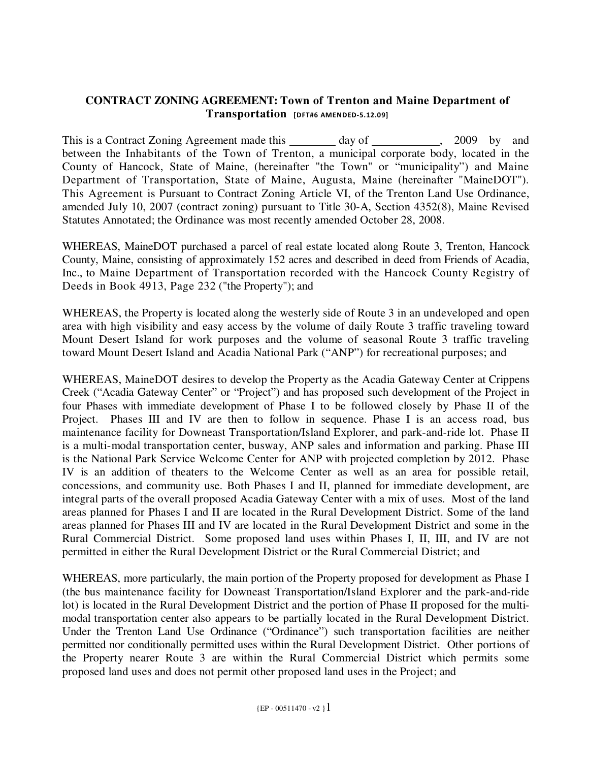**CONTRACT ZONING AGREEMENT: Town of Trenton and Maine Department of Transportation** [DFT#6 AMENDED-5.12.09]

This is a Contract Zoning Agreement made this ________ day of ___________, 2009 by and between the Inhabitants of the Town of Trenton, a municipal corporate body, located in the County of Hancock, State of Maine, (hereinafter "the Town" or "municipality") and Maine Department of Transportation, State of Maine, Augusta, Maine (hereinafter "MaineDOT"). This Agreement is Pursuant to Contract Zoning Article VI, of the Trenton Land Use Ordinance, amended July 10, 2007 (contract zoning) pursuant to Title 30-A, Section 4352(8), Maine Revised Statutes Annotated; the Ordinance was most recently amended October 28, 2008.

WHEREAS, MaineDOT purchased a parcel of real estate located along Route 3, Trenton, Hancock County, Maine, consisting of approximately 152 acres and described in deed from Friends of Acadia, Inc., to Maine Department of Transportation recorded with the Hancock County Registry of Deeds in Book 4913, Page 232 ("the Property"); and

WHEREAS, the Property is located along the westerly side of Route 3 in an undeveloped and open area with high visibility and easy access by the volume of daily Route 3 traffic traveling toward Mount Desert Island for work purposes and the volume of seasonal Route 3 traffic traveling toward Mount Desert Island and Acadia National Park ("ANP") for recreational purposes; and

WHEREAS, MaineDOT desires to develop the Property as the Acadia Gateway Center at Crippens Creek ("Acadia Gateway Center" or "Project") and has proposed such development of the Project in four Phases with immediate development of Phase I to be followed closely by Phase II of the Project. Phases III and IV are then to follow in sequence. Phase I is an access road, bus maintenance facility for Downeast Transportation/Island Explorer, and park-and-ride lot. Phase II is a multi-modal transportation center, busway, ANP sales and information and parking. Phase III is the National Park Service Welcome Center for ANP with projected completion by 2012. Phase IV is an addition of theaters to the Welcome Center as well as an area for possible retail, concessions, and community use. Both Phases I and II, planned for immediate development, are integral parts of the overall proposed Acadia Gateway Center with a mix of uses. Most of the land areas planned for Phases I and II are located in the Rural Development District. Some of the land areas planned for Phases III and IV are located in the Rural Development District and some in the Rural Commercial District. Some proposed land uses within Phases I, II, III, and IV are not permitted in either the Rural Development District or the Rural Commercial District; and

WHEREAS, more particularly, the main portion of the Property proposed for development as Phase I (the bus maintenance facility for Downeast Transportation/Island Explorer and the park-and-ride lot) is located in the Rural Development District and the portion of Phase II proposed for the multi-modal transportation center also appears to be partially located in the Rural Development District. Under the Trenton Land Use Ordinance ("Ordinance") such transportation facilities are neither permitted nor conditionally permitted uses within the Rural Development District. Other portions of the Property nearer Route 3 are within the Rural Commercial District which permits some proposed land uses and does not permit other proposed land uses in the Project; and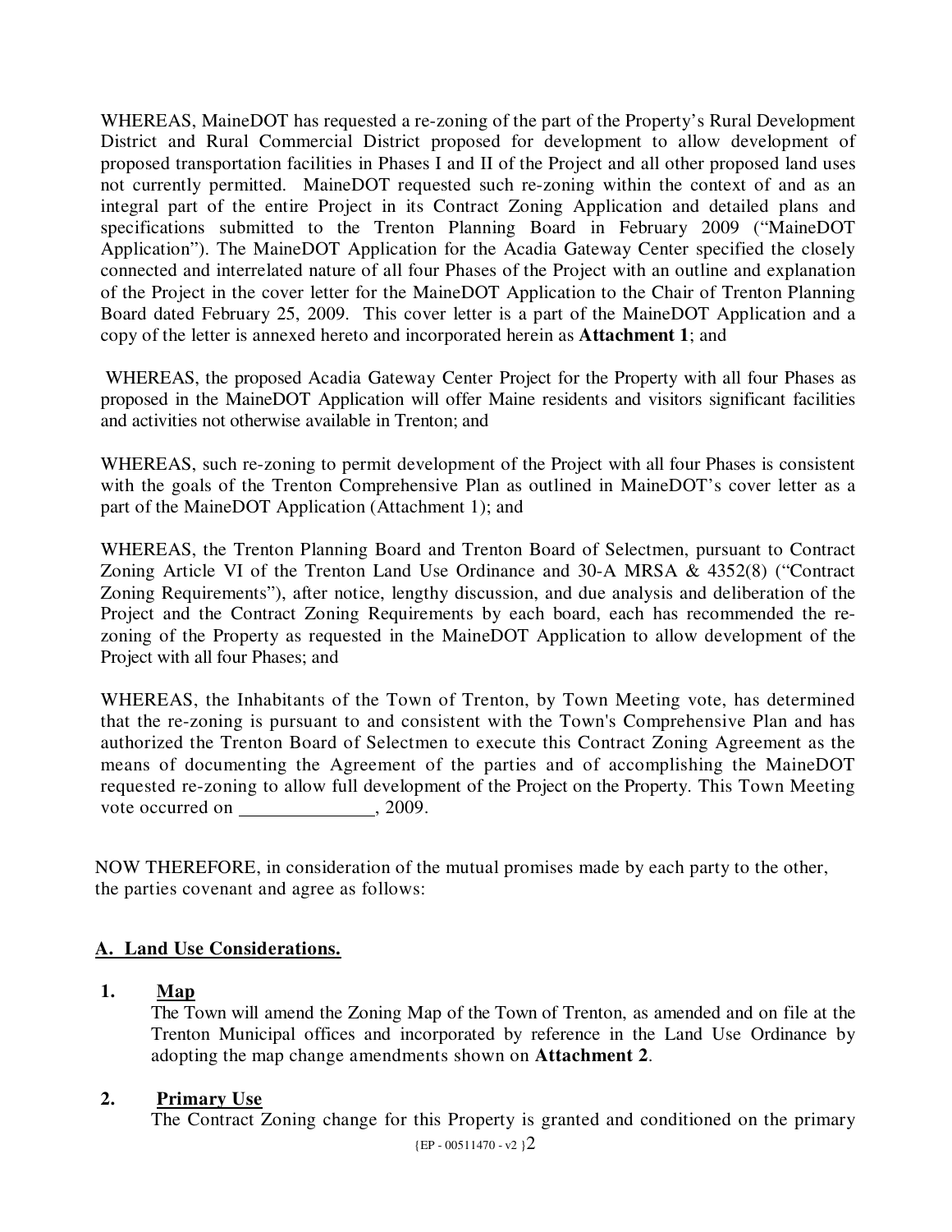WHEREAS, MaineDOT has requested a re-zoning of the part of the Property's Rural Development District and Rural Commercial District proposed for development to allow development of proposed transportation facilities in Phases I and II of the Project and all other proposed land uses not currently permitted. MaineDOT requested such re-zoning within the context of and as an integral part of the entire Project in its Contract Zoning Application and detailed plans and specifications submitted to the Trenton Planning Board in February 2009 ("MaineDOT Application"). The MaineDOT Application for the Acadia Gateway Center specified the closely connected and interrelated nature of all four Phases of the Project with an outline and explanation of the Project in the cover letter for the MaineDOT Application to the Chair of Trenton Planning Board dated February 25, 2009. This cover letter is a part of the MaineDOT Application and a copy of the letter is annexed hereto and incorporated herein as **Attachment 1**; and

WHEREAS, the proposed Acadia Gateway Center Project for the Property with all four Phases as proposed in the MaineDOT Application will offer Maine residents and visitors significant facilities and activities not otherwise available in Trenton; and

WHEREAS, such re-zoning to permit development of the Project with all four Phases is consistent with the goals of the Trenton Comprehensive Plan as outlined in MaineDOT's cover letter as a part of the MaineDOT Application (Attachment 1); and

WHEREAS, the Trenton Planning Board and Trenton Board of Selectmen, pursuant to Contract Zoning Article VI of the Trenton Land Use Ordinance and 30-A MRSA & 4352(8) ("Contract Zoning Requirements"), after notice, lengthy discussion, and due analysis and deliberation of the Project and the Contract Zoning Requirements by each board, each has recommended the re-zoning of the Property as requested in the MaineDOT Application to allow development of the Project with all four Phases; and

WHEREAS, the Inhabitants of the Town of Trenton, by Town Meeting vote, has determined that the re-zoning is pursuant to and consistent with the Town's Comprehensive Plan and has authorized the Trenton Board of Selectmen to execute this Contract Zoning Agreement as the means of documenting the Agreement of the parties and of accomplishing the MaineDOT requested re-zoning to allow full development of the Project on the Property. This Town Meeting vote occurred on _______________, 2009.

NOW THEREFORE, in consideration of the mutual promises made by each party to the other, the parties covenant and agree as follows:

## A. Land Use Considerations.

**1. Map**

The Town will amend the Zoning Map of the Town of Trenton, as amended and on file at the Trenton Municipal offices and incorporated by reference in the Land Use Ordinance by adopting the map change amendments shown on **Attachment 2**.

**2. Primary Use**

The Contract Zoning change for this Property is granted and conditioned on the primary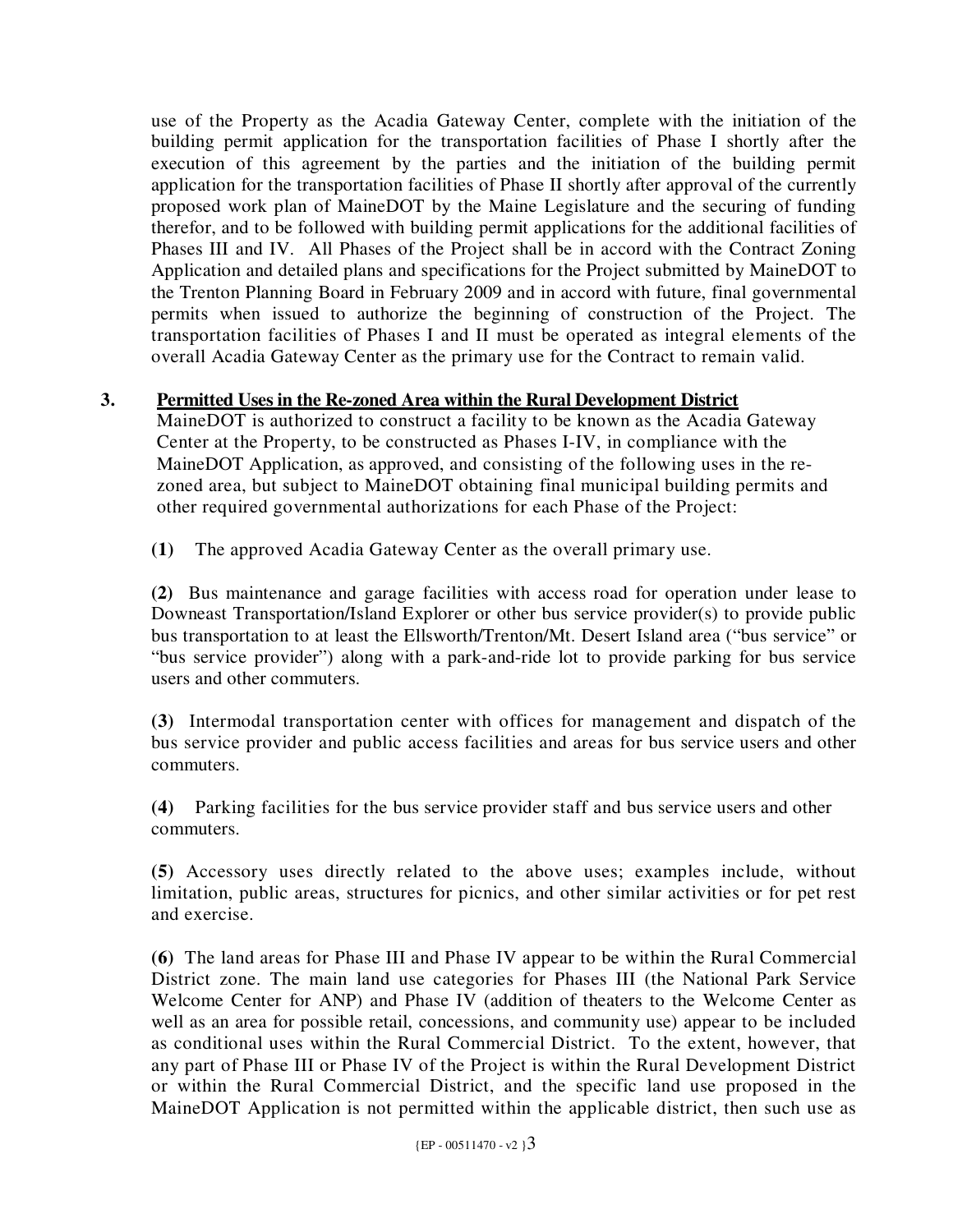use of the Property as the Acadia Gateway Center, complete with the initiation of the building permit application for the transportation facilities of Phase I shortly after the execution of this agreement by the parties and the initiation of the building permit application for the transportation facilities of Phase II shortly after approval of the currently proposed work plan of MaineDOT by the Maine Legislature and the securing of funding therefor, and to be followed with building permit applications for the additional facilities of Phases III and IV. All Phases of the Project shall be in accord with the Contract Zoning Application and detailed plans and specifications for the Project submitted by MaineDOT to the Trenton Planning Board in February 2009 and in accord with future, final governmental permits when issued to authorize the beginning of construction of the Project. The transportation facilities of Phases I and II must be operated as integral elements of the overall Acadia Gateway Center as the primary use for the Contract to remain valid.

**3. <u>Permitted Uses in the Re-zoned Area within the Rural Development District</u>**

MaineDOT is authorized to construct a facility to be known as the Acadia Gateway Center at the Property, to be constructed as Phases I-IV, in compliance with the MaineDOT Application, as approved, and consisting of the following uses in the re-zoned area, but subject to MaineDOT obtaining final municipal building permits and other required governmental authorizations for each Phase of the Project:

**(1)** The approved Acadia Gateway Center as the overall primary use.

**(2)** Bus maintenance and garage facilities with access road for operation under lease to Downeast Transportation/Island Explorer or other bus service provider(s) to provide public bus transportation to at least the Ellsworth/Trenton/Mt. Desert Island area ("bus service" or "bus service provider") along with a park-and-ride lot to provide parking for bus service users and other commuters.

**(3)** Intermodal transportation center with offices for management and dispatch of the bus service provider and public access facilities and areas for bus service users and other commuters.

**(4)** Parking facilities for the bus service provider staff and bus service users and other commuters.

**(5)** Accessory uses directly related to the above uses; examples include, without limitation, public areas, structures for picnics, and other similar activities or for pet rest and exercise.

**(6)** The land areas for Phase III and Phase IV appear to be within the Rural Commercial District zone. The main land use categories for Phases III (the National Park Service Welcome Center for ANP) and Phase IV (addition of theaters to the Welcome Center as well as an area for possible retail, concessions, and community use) appear to be included as conditional uses within the Rural Commercial District. To the extent, however, that any part of Phase III or Phase IV of the Project is within the Rural Development District or within the Rural Commercial District, and the specific land use proposed in the MaineDOT Application is not permitted within the applicable district, then such use as

{EP - 00511470 - v2 }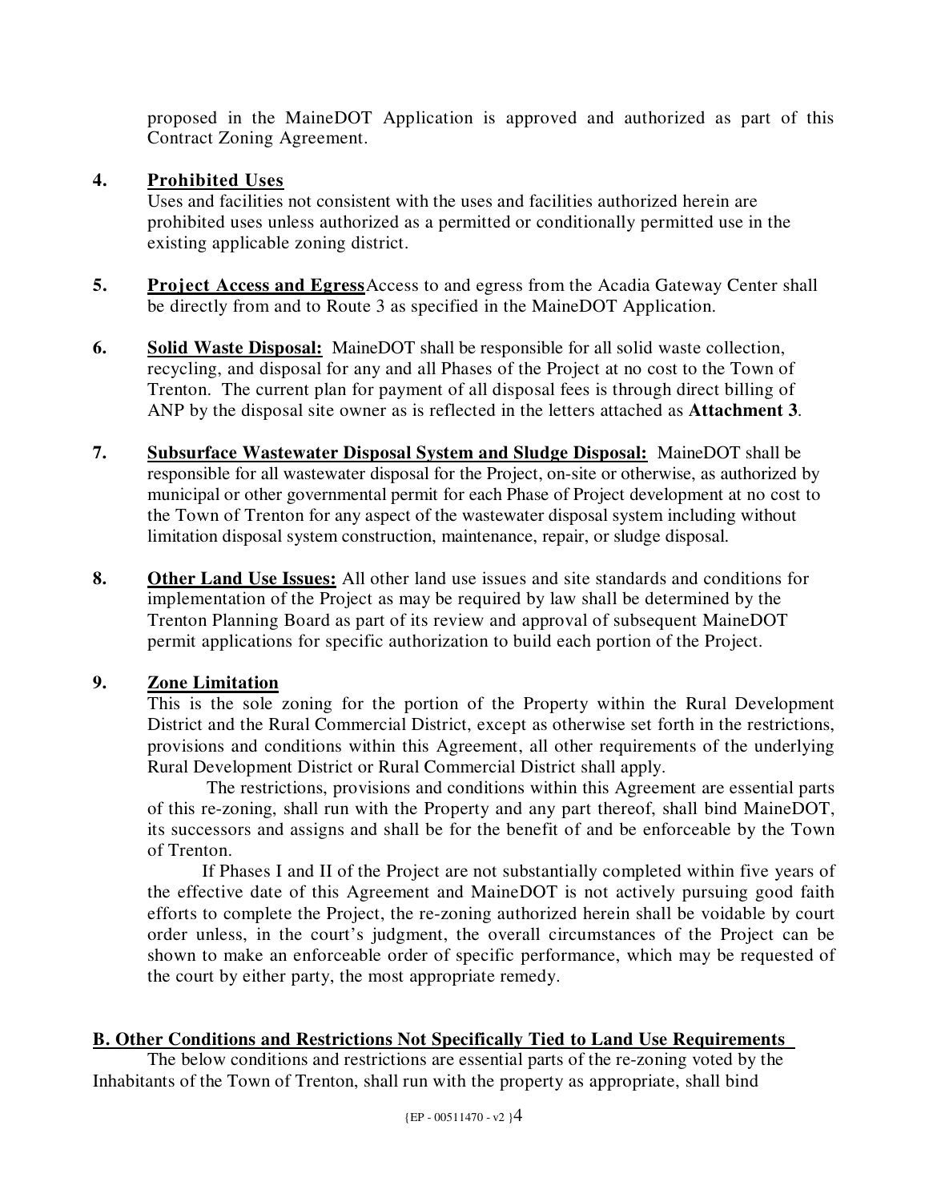proposed in the MaineDOT Application is approved and authorized as part of this Contract Zoning Agreement.

4. **Prohibited Uses**

   Uses and facilities not consistent with the uses and facilities authorized herein are prohibited uses unless authorized as a permitted or conditionally permitted use in the existing applicable zoning district.

5. **Project Access and Egress** Access to and egress from the Acadia Gateway Center shall be directly from and to Route 3 as specified in the MaineDOT Application.

6. **Solid Waste Disposal:** MaineDOT shall be responsible for all solid waste collection, recycling, and disposal for any and all Phases of the Project at no cost to the Town of Trenton. The current plan for payment of all disposal fees is through direct billing of ANP by the disposal site owner as is reflected in the letters attached as **Attachment 3**.

7. **Subsurface Wastewater Disposal System and Sludge Disposal:** MaineDOT shall be responsible for all wastewater disposal for the Project, on-site or otherwise, as authorized by municipal or other governmental permit for each Phase of Project development at no cost to the Town of Trenton for any aspect of the wastewater disposal system including without limitation disposal system construction, maintenance, repair, or sludge disposal.

8. **Other Land Use Issues:** All other land use issues and site standards and conditions for implementation of the Project as may be required by law shall be determined by the Trenton Planning Board as part of its review and approval of subsequent MaineDOT permit applications for specific authorization to build each portion of the Project.

9. **Zone Limitation**

   This is the sole zoning for the portion of the Property within the Rural Development District and the Rural Commercial District, except as otherwise set forth in the restrictions, provisions and conditions within this Agreement, all other requirements of the underlying Rural Development District or Rural Commercial District shall apply.

   The restrictions, provisions and conditions within this Agreement are essential parts of this re-zoning, shall run with the Property and any part thereof, shall bind MaineDOT, its successors and assigns and shall be for the benefit of and be enforceable by the Town of Trenton.

   If Phases I and II of the Project are not substantially completed within five years of the effective date of this Agreement and MaineDOT is not actively pursuing good faith efforts to complete the Project, the re-zoning authorized herein shall be voidable by court order unless, in the court's judgment, the overall circumstances of the Project can be shown to make an enforceable order of specific performance, which may be requested of the court by either party, the most appropriate remedy.

**B. Other Conditions and Restrictions Not Specifically Tied to Land Use Requirements**

The below conditions and restrictions are essential parts of the re-zoning voted by the Inhabitants of the Town of Trenton, shall run with the property as appropriate, shall bind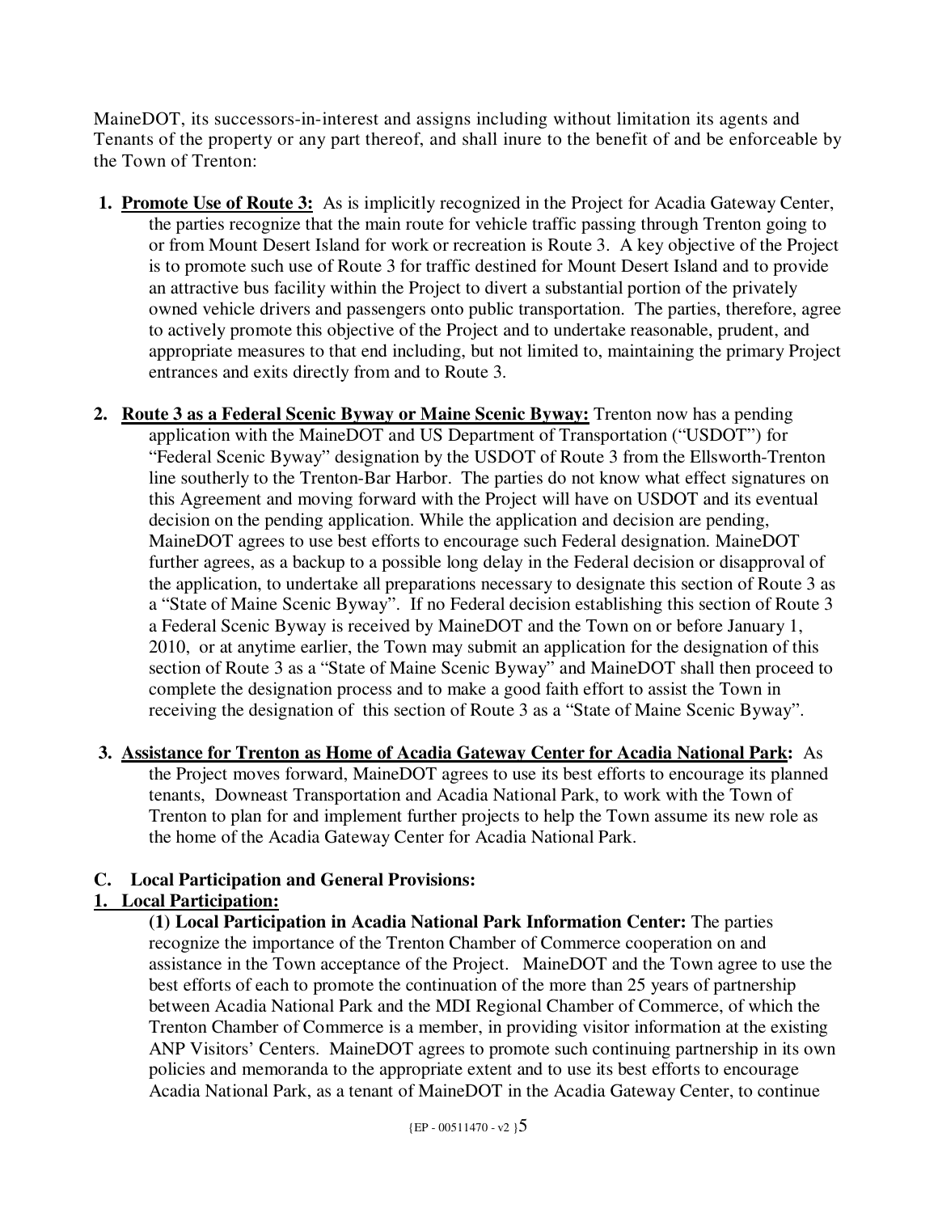MaineDOT, its successors-in-interest and assigns including without limitation its agents and Tenants of the property or any part thereof, and shall inure to the benefit of and be enforceable by the Town of Trenton:

1. **Promote Use of Route 3:** As is implicitly recognized in the Project for Acadia Gateway Center, the parties recognize that the main route for vehicle traffic passing through Trenton going to or from Mount Desert Island for work or recreation is Route 3. A key objective of the Project is to promote such use of Route 3 for traffic destined for Mount Desert Island and to provide an attractive bus facility within the Project to divert a substantial portion of the privately owned vehicle drivers and passengers onto public transportation. The parties, therefore, agree to actively promote this objective of the Project and to undertake reasonable, prudent, and appropriate measures to that end including, but not limited to, maintaining the primary Project entrances and exits directly from and to Route 3.

2. **Route 3 as a Federal Scenic Byway or Maine Scenic Byway:** Trenton now has a pending application with the MaineDOT and US Department of Transportation ("USDOT") for "Federal Scenic Byway" designation by the USDOT of Route 3 from the Ellsworth-Trenton line southerly to the Trenton-Bar Harbor. The parties do not know what effect signatures on this Agreement and moving forward with the Project will have on USDOT and its eventual decision on the pending application. While the application and decision are pending, MaineDOT agrees to use best efforts to encourage such Federal designation. MaineDOT further agrees, as a backup to a possible long delay in the Federal decision or disapproval of the application, to undertake all preparations necessary to designate this section of Route 3 as a "State of Maine Scenic Byway". If no Federal decision establishing this section of Route 3 a Federal Scenic Byway is received by MaineDOT and the Town on or before January 1, 2010, or at anytime earlier, the Town may submit an application for the designation of this section of Route 3 as a "State of Maine Scenic Byway" and MaineDOT shall then proceed to complete the designation process and to make a good faith effort to assist the Town in receiving the designation of this section of Route 3 as a "State of Maine Scenic Byway".

3. **Assistance for Trenton as Home of Acadia Gateway Center for Acadia National Park:** As the Project moves forward, MaineDOT agrees to use its best efforts to encourage its planned tenants, Downeast Transportation and Acadia National Park, to work with the Town of Trenton to plan for and implement further projects to help the Town assume its new role as the home of the Acadia Gateway Center for Acadia National Park.

**C. Local Participation and General Provisions:**

**1. Local Participation:**

**(1) Local Participation in Acadia National Park Information Center:** The parties recognize the importance of the Trenton Chamber of Commerce cooperation on and assistance in the Town acceptance of the Project. MaineDOT and the Town agree to use the best efforts of each to promote the continuation of the more than 25 years of partnership between Acadia National Park and the MDI Regional Chamber of Commerce, of which the Trenton Chamber of Commerce is a member, in providing visitor information at the existing ANP Visitors' Centers. MaineDOT agrees to promote such continuing partnership in its own policies and memoranda to the appropriate extent and to use its best efforts to encourage Acadia National Park, as a tenant of MaineDOT in the Acadia Gateway Center, to continue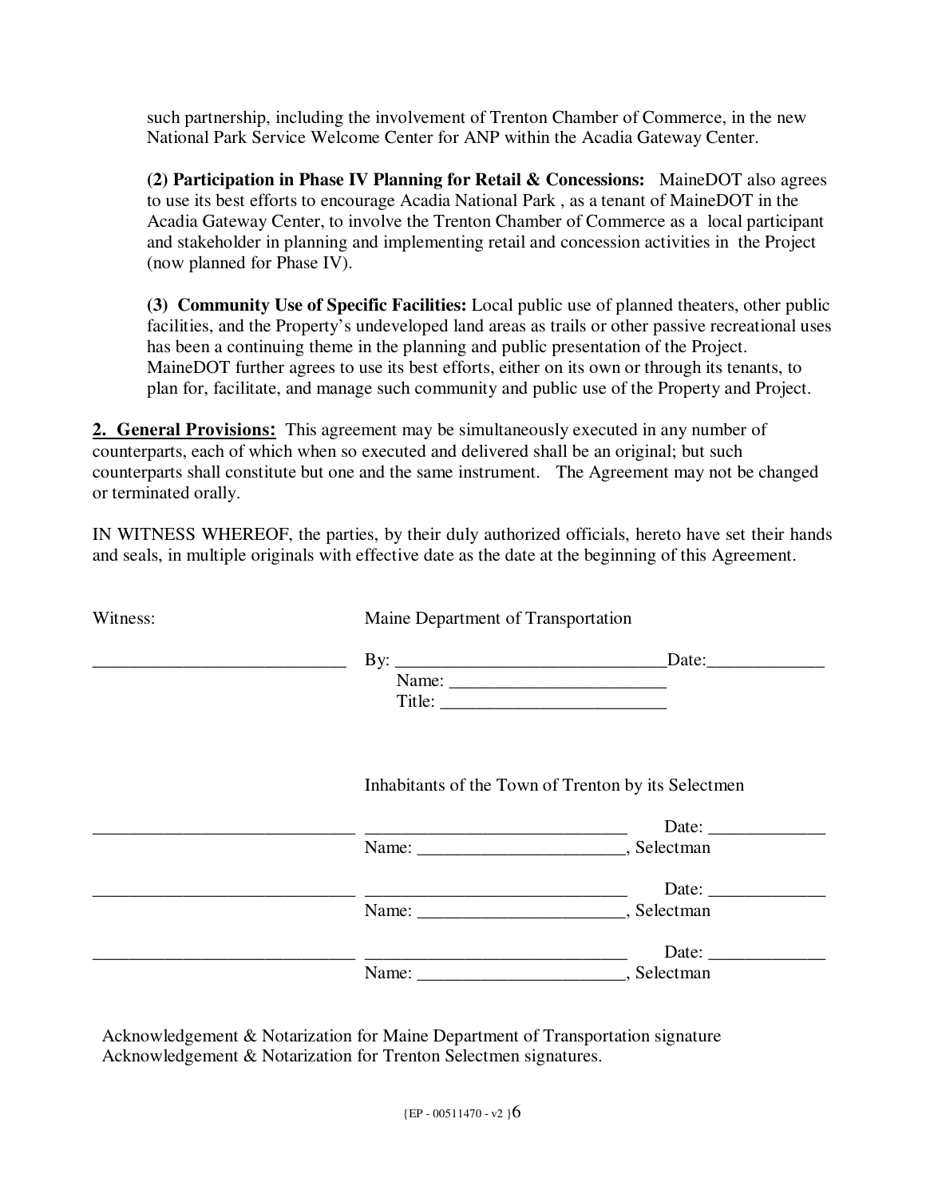such partnership, including the involvement of Trenton Chamber of Commerce, in the new National Park Service Welcome Center for ANP within the Acadia Gateway Center.

**(2) Participation in Phase IV Planning for Retail & Concessions:** MaineDOT also agrees to use its best efforts to encourage Acadia National Park , as a tenant of MaineDOT in the Acadia Gateway Center, to involve the Trenton Chamber of Commerce as a local participant and stakeholder in planning and implementing retail and concession activities in the Project (now planned for Phase IV).

**(3) Community Use of Specific Facilities:** Local public use of planned theaters, other public facilities, and the Property's undeveloped land areas as trails or other passive recreational uses has been a continuing theme in the planning and public presentation of the Project. MaineDOT further agrees to use its best efforts, either on its own or through its tenants, to plan for, facilitate, and manage such community and public use of the Property and Project.

**2. General Provisions:** This agreement may be simultaneously executed in any number of counterparts, each of which when so executed and delivered shall be an original; but such counterparts shall constitute but one and the same instrument. The Agreement may not be changed or terminated orally.

IN WITNESS WHEREOF, the parties, by their duly authorized officials, hereto have set their hands and seals, in multiple originals with effective date as the date at the beginning of this Agreement.

Witness: Maine Department of Transportation

____________________________ By: ______________________________Date:_____________
Name: ________________________
Title: _________________________

Inhabitants of the Town of Trenton by its Selectmen

_____________________________ _____________________________ Date: _____________
Name: _______________________, Selectman

_____________________________ _____________________________ Date: _____________
Name: _______________________, Selectman

_____________________________ _____________________________ Date: _____________
Name: _______________________, Selectman

Acknowledgement & Notarization for Maine Department of Transportation signature
Acknowledgement & Notarization for Trenton Selectmen signatures.

{EP - 00511470 - v2 }